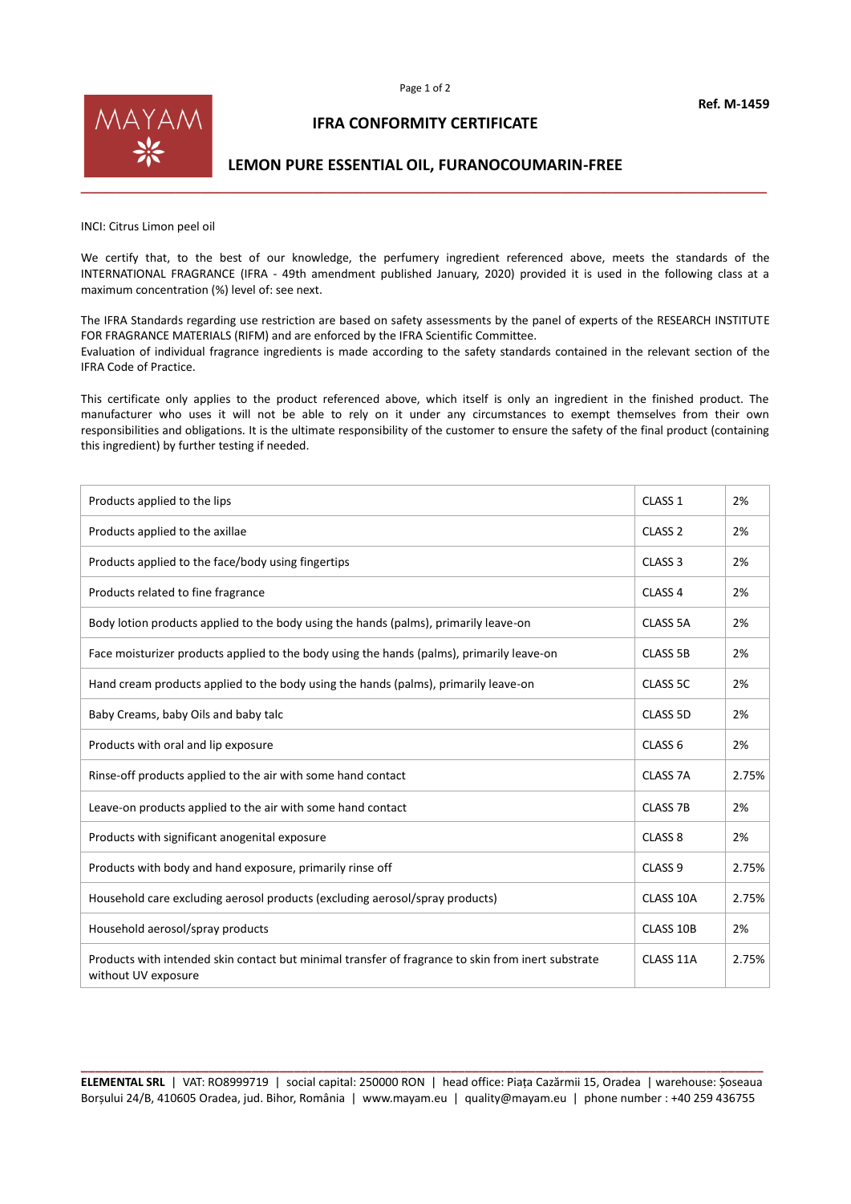Ref. M-1459

# IFRA CONFORMITY CERTIFICATE

## LEMON PURE ESSENTIAL OIL, FURANOCOUMARIN-FREE

INCI: Citrus Limon peel oil

We certify that, to the best of our knowledge, the perfumery ingredient referenced above, meets the standards of the INTERNATIONAL FRAGRANCE (IFRA - 49th amendment published January, 2020) provided it is used in the following class at a maximum concentration (%) level of: see next.

The IFRA Standards regarding use restriction are based on safety assessments by the panel of experts of the RESEARCH INSTITUTE FOR FRAGRANCE MATERIALS (RIFM) and are enforced by the IFRA Scientific Committee.
Evaluation of individual fragrance ingredients is made according to the safety standards contained in the relevant section of the IFRA Code of Practice.

This certificate only applies to the product referenced above, which itself is only an ingredient in the finished product. The manufacturer who uses it will not be able to rely on it under any circumstances to exempt themselves from their own responsibilities and obligations. It is the ultimate responsibility of the customer to ensure the safety of the final product (containing this ingredient) by further testing if needed.

| | | |
|---|---|---|
| Products applied to the lips | CLASS 1 | 2% |
| Products applied to the axillae | CLASS 2 | 2% |
| Products applied to the face/body using fingertips | CLASS 3 | 2% |
| Products related to fine fragrance | CLASS 4 | 2% |
| Body lotion products applied to the body using the hands (palms), primarily leave-on | CLASS 5A | 2% |
| Face moisturizer products applied to the body using the hands (palms), primarily leave-on | CLASS 5B | 2% |
| Hand cream products applied to the body using the hands (palms), primarily leave-on | CLASS 5C | 2% |
| Baby Creams, baby Oils and baby talc | CLASS 5D | 2% |
| Products with oral and lip exposure | CLASS 6 | 2% |
| Rinse-off products applied to the air with some hand contact | CLASS 7A | 2.75% |
| Leave-on products applied to the air with some hand contact | CLASS 7B | 2% |
| Products with significant anogenital exposure | CLASS 8 | 2% |
| Products with body and hand exposure, primarily rinse off | CLASS 9 | 2.75% |
| Household care excluding aerosol products (excluding aerosol/spray products) | CLASS 10A | 2.75% |
| Household aerosol/spray products | CLASS 10B | 2% |
| Products with intended skin contact but minimal transfer of fragrance to skin from inert substrate without UV exposure | CLASS 11A | 2.75% |

**ELEMENTAL SRL** | VAT: RO8999719 | social capital: 250000 RON | head office: Piața Cazărmii 15, Oradea | warehouse: Șoseaua Borșului 24/B, 410605 Oradea, jud. Bihor, România | www.mayam.eu | quality@mayam.eu | phone number : +40 259 436755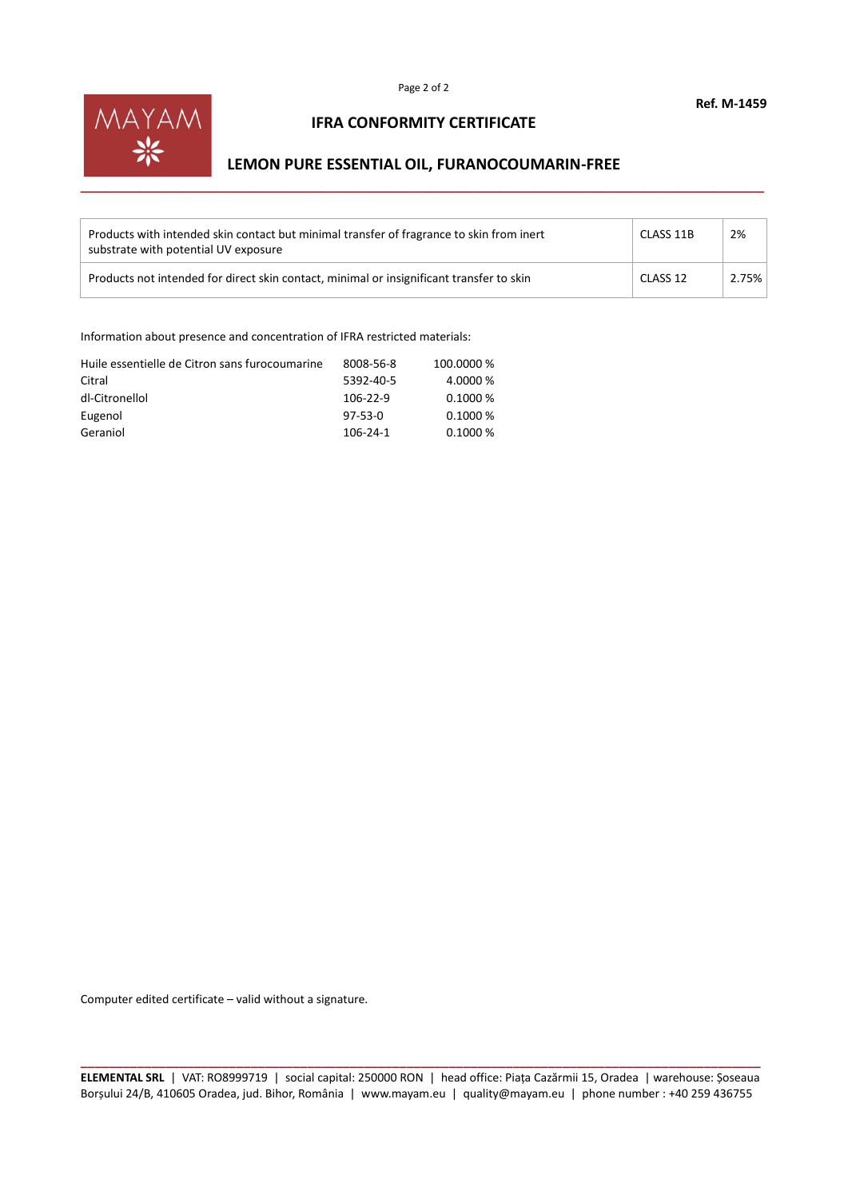**Ref. M-1459**

## IFRA CONFORMITY CERTIFICATE

## LEMON PURE ESSENTIAL OIL, FURANOCOUMARIN-FREE

| | | |
|---|---|---|
| Products with intended skin contact but minimal transfer of fragrance to skin from inert substrate with potential UV exposure | CLASS 11B | 2% |
| Products not intended for direct skin contact, minimal or insignificant transfer to skin | CLASS 12 | 2.75% |

Information about presence and concentration of IFRA restricted materials:

| | | |
|---|---|---|
| Huile essentielle de Citron sans furocoumarine | 8008-56-8 | 100.0000 % |
| Citral | 5392-40-5 | 4.0000 % |
| dl-Citronellol | 106-22-9 | 0.1000 % |
| Eugenol | 97-53-0 | 0.1000 % |
| Geraniol | 106-24-1 | 0.1000 % |

Computer edited certificate – valid without a signature.

**ELEMENTAL SRL** | VAT: RO8999719 | social capital: 250000 RON | head office: Piața Cazărmii 15, Oradea | warehouse: Șoseaua Borșului 24/B, 410605 Oradea, jud. Bihor, România | www.mayam.eu | quality@mayam.eu | phone number : +40 259 436755